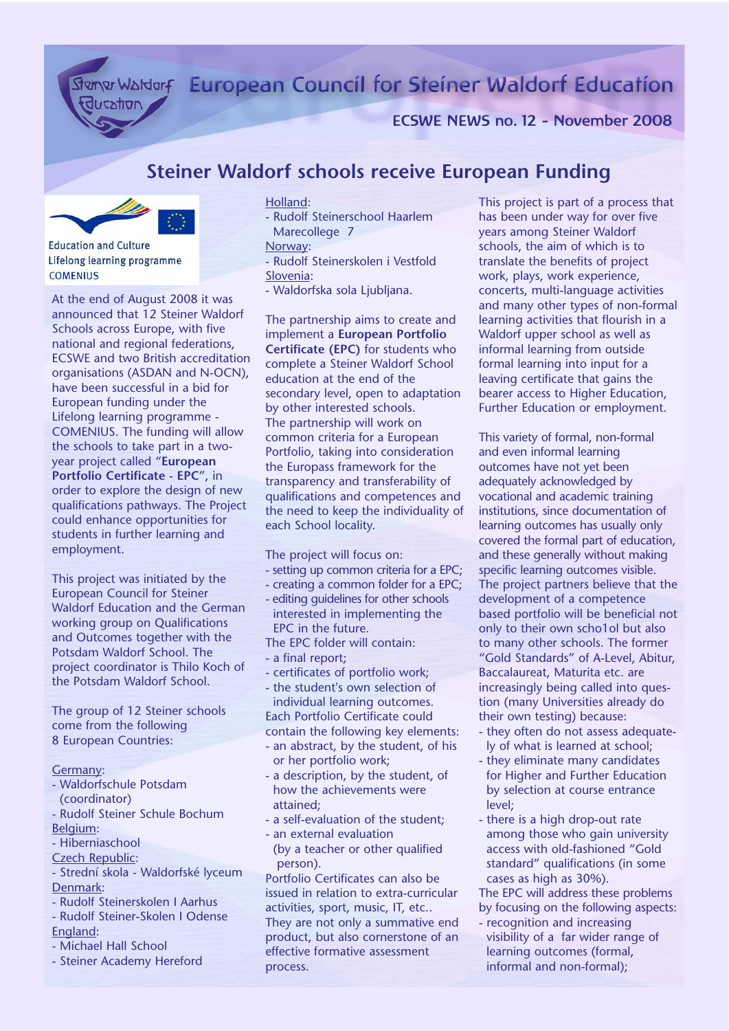# European Council for Steiner Waldorf Education

**ECSWE NEWS no. 12 - November 2008**

## Steiner Waldorf schools receive European Funding

Education and Culture
Lifelong learning programme
COMENIUS

At the end of August 2008 it was announced that 12 Steiner Waldorf Schools across Europe, with five national and regional federations, ECSWE and two British accreditation organisations (ASDAN and N-OCN), have been successful in a bid for European funding under the Lifelong learning programme - COMENIUS. The funding will allow the schools to take part in a two-year project called "**European Portfolio Certificate - EPC**", in order to explore the design of new qualifications pathways. The Project could enhance opportunities for students in further learning and employment.

This project was initiated by the European Council for Steiner Waldorf Education and the German working group on Qualifications and Outcomes together with the Potsdam Waldorf School. The project coordinator is Thilo Koch of the Potsdam Waldorf School.

The group of 12 Steiner schools come from the following 8 European Countries:

Germany:
- Waldorfschule Potsdam (coordinator)
- Rudolf Steiner Schule Bochum

Belgium:
- Hiberniaschool

Czech Republic:
- Strední skola - Waldorfské lyceum

Denmark:
- Rudolf Steinerskolen I Aarhus
- Rudolf Steiner-Skolen I Odense

England:
- Michael Hall School
- Steiner Academy Hereford

Holland:
- Rudolf Steinerschool Haarlem Marecollege 7

Norway:
- Rudolf Steinerskolen i Vestfold

Slovenia:
- Waldorfska sola Ljubljana.

The partnership aims to create and implement a **European Portfolio Certificate (EPC)** for students who complete a Steiner Waldorf School education at the end of the secondary level, open to adaptation by other interested schools. The partnership will work on common criteria for a European Portfolio, taking into consideration the Europass framework for the transparency and transferability of qualifications and competences and the need to keep the individuality of each School locality.

The project will focus on:
- setting up common criteria for a EPC;
- creating a common folder for a EPC;
- editing guidelines for other schools interested in implementing the EPC in the future.

The EPC folder will contain:
- a final report;
- certificates of portfolio work;
- the student's own selection of individual learning outcomes.

Each Portfolio Certificate could contain the following key elements:
- an abstract, by the student, of his or her portfolio work;
- a description, by the student, of how the achievements were attained;
- a self-evaluation of the student;
- an external evaluation (by a teacher or other qualified person).

Portfolio Certificates can also be issued in relation to extra-curricular activities, sport, music, IT, etc.. They are not only a summative end product, but also cornerstone of an effective formative assessment process.

This project is part of a process that has been under way for over five years among Steiner Waldorf schools, the aim of which is to translate the benefits of project work, plays, work experience, concerts, multi-language activities and many other types of non-formal learning activities that flourish in a Waldorf upper school as well as informal learning from outside formal learning into input for a leaving certificate that gains the bearer access to Higher Education, Further Education or employment.

This variety of formal, non-formal and even informal learning outcomes have not yet been adequately acknowledged by vocational and academic training institutions, since documentation of learning outcomes has usually only covered the formal part of education, and these generally without making specific learning outcomes visible. The project partners believe that the development of a competence based portfolio will be beneficial not only to their own scho1ol but also to many other schools. The former "Gold Standards" of A-Level, Abitur, Baccalaureat, Maturita etc. are increasingly being called into question (many Universities already do their own testing) because:
- they often do not assess adequately of what is learned at school;
- they eliminate many candidates for Higher and Further Education by selection at course entrance level;
- there is a high drop-out rate among those who gain university access with old-fashioned "Gold standard" qualifications (in some cases as high as 30%).

The EPC will address these problems by focusing on the following aspects:
- recognition and increasing visibility of a far wider range of learning outcomes (formal, informal and non-formal);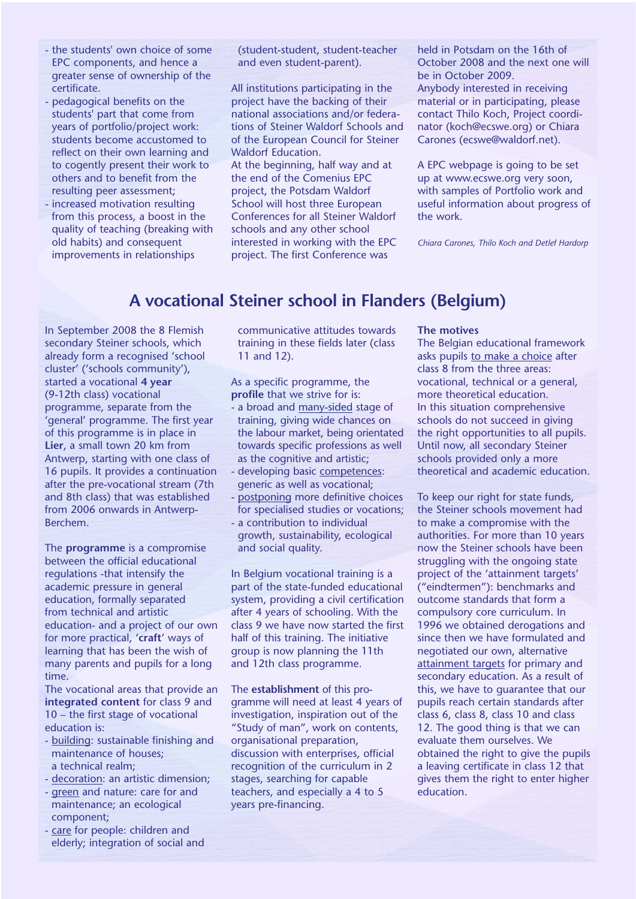- the students' own choice of some EPC components, and hence a greater sense of ownership of the certificate.
- pedagogical benefits on the students' part that come from years of portfolio/project work: students become accustomed to reflect on their own learning and to cogently present their work to others and to benefit from the resulting peer assessment;
- increased motivation resulting from this process, a boost in the quality of teaching (breaking with old habits) and consequent improvements in relationships (student-student, student-teacher and even student-parent).

All institutions participating in the project have the backing of their national associations and/or federations of Steiner Waldorf Schools and of the European Council for Steiner Waldorf Education.
At the beginning, half way and at the end of the Comenius EPC project, the Potsdam Waldorf School will host three European Conferences for all Steiner Waldorf schools and any other school interested in working with the EPC project. The first Conference was held in Potsdam on the 16th of October 2008 and the next one will be in October 2009.
Anybody interested in receiving material or in participating, please contact Thilo Koch, Project coordinator (koch@ecswe.org) or Chiara Carones (ecswe@waldorf.net).

A EPC webpage is going to be set up at www.ecswe.org very soon, with samples of Portfolio work and useful information about progress of the work.

*Chiara Carones, Thilo Koch and Detlef Hardorp*

# A vocational Steiner school in Flanders (Belgium)

In September 2008 the 8 Flemish secondary Steiner schools, which already form a recognised 'school cluster' ('schools community'), started a vocational **4 year** (9-12th class) vocational programme, separate from the 'general' programme. The first year of this programme is in place in **Lier**, a small town 20 km from Antwerp, starting with one class of 16 pupils. It provides a continuation after the pre-vocational stream (7th and 8th class) that was established from 2006 onwards in Antwerp-Berchem.

The **programme** is a compromise between the official educational regulations -that intensify the academic pressure in general education, formally separated from technical and artistic education- and a project of our own for more practical, '**craft**' ways of learning that has been the wish of many parents and pupils for a long time.
The vocational areas that provide an **integrated content** for class 9 and 10 – the first stage of vocational education is:
- building: sustainable finishing and maintenance of houses; a technical realm;
- decoration: an artistic dimension;
- green and nature: care for and maintenance; an ecological component;
- care for people: children and elderly; integration of social and communicative attitudes towards training in these fields later (class 11 and 12).

As a specific programme, the **profile** that we strive for is:
- a broad and many-sided stage of training, giving wide chances on the labour market, being orientated towards specific professions as well as the cognitive and artistic;
- developing basic competences: generic as well as vocational;
- postponing more definitive choices for specialised studies or vocations;
- a contribution to individual growth, sustainability, ecological and social quality.

In Belgium vocational training is a part of the state-funded educational system, providing a civil certification after 4 years of schooling. With the class 9 we have now started the first half of this training. The initiative group is now planning the 11th and 12th class programme.

The **establishment** of this programme will need at least 4 years of investigation, inspiration out of the "Study of man", work on contents, organisational preparation, discussion with enterprises, official recognition of the curriculum in 2 stages, searching for capable teachers, and especially a 4 to 5 years pre-financing.

**The motives**
The Belgian educational framework asks pupils to make a choice after class 8 from the three areas: vocational, technical or a general, more theoretical education.
In this situation comprehensive schools do not succeed in giving the right opportunities to all pupils. Until now, all secondary Steiner schools provided only a more theoretical and academic education.

To keep our right for state funds, the Steiner schools movement had to make a compromise with the authorities. For more than 10 years now the Steiner schools have been struggling with the ongoing state project of the 'attainment targets' ("eindtermen"): benchmarks and outcome standards that form a compulsory core curriculum. In 1996 we obtained derogations and since then we have formulated and negotiated our own, alternative attainment targets for primary and secondary education. As a result of this, we have to guarantee that our pupils reach certain standards after class 6, class 8, class 10 and class 12. The good thing is that we can evaluate them ourselves. We obtained the right to give the pupils a leaving certificate in class 12 that gives them the right to enter higher education.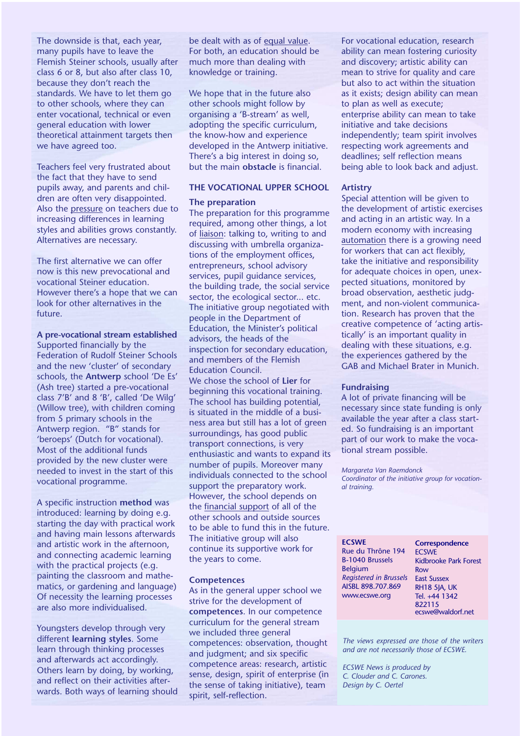The downside is that, each year, many pupils have to leave the Flemish Steiner schools, usually after class 6 or 8, but also after class 10, because they don't reach the standards. We have to let them go to other schools, where they can enter vocational, technical or even general education with lower theoretical attainment targets then we have agreed too.

Teachers feel very frustrated about the fact that they have to send pupils away, and parents and children are often very disappointed. Also the pressure on teachers due to increasing differences in learning styles and abilities grows constantly. Alternatives are necessary.

The first alternative we can offer now is this new prevocational and vocational Steiner education. However there's a hope that we can look for other alternatives in the future.

**A pre-vocational stream established**

Supported financially by the Federation of Rudolf Steiner Schools and the new 'cluster' of secondary schools, the **Antwerp** school 'De Es' (Ash tree) started a pre-vocational class 7'B' and 8 'B', called 'De Wilg' (Willow tree), with children coming from 5 primary schools in the Antwerp region. "B" stands for 'beroeps' (Dutch for vocational). Most of the additional funds provided by the new cluster were needed to invest in the start of this vocational programme.

A specific instruction **method** was introduced: learning by doing e.g. starting the day with practical work and having main lessons afterwards and artistic work in the afternoon, and connecting academic learning with the practical projects (e.g. painting the classroom and mathematics, or gardening and language) Of necessity the learning processes are also more individualised.

Youngsters develop through very different **learning styles**. Some learn through thinking processes and afterwards act accordingly. Others learn by doing, by working, and reflect on their activities afterwards. Both ways of learning should be dealt with as of equal value. For both, an education should be much more than dealing with knowledge or training.

We hope that in the future also other schools might follow by organising a 'B-stream' as well, adopting the specific curriculum, the know-how and experience developed in the Antwerp initiative. There's a big interest in doing so, but the main **obstacle** is financial.

## THE VOCATIONAL UPPER SCHOOL

**The preparation**

The preparation for this programme required, among other things, a lot of liaison: talking to, writing to and discussing with umbrella organizations of the employment offices, entrepreneurs, school advisory services, pupil guidance services, the building trade, the social service sector, the ecological sector... etc. The initiative group negotiated with people in the Department of Education, the Minister's political advisors, the heads of the inspection for secondary education, and members of the Flemish Education Council.

We chose the school of **Lier** for beginning this vocational training. The school has building potential, is situated in the middle of a business area but still has a lot of green surroundings, has good public transport connections, is very enthusiastic and wants to expand its number of pupils. Moreover many individuals connected to the school support the preparatory work. However, the school depends on the financial support of all of the other schools and outside sources to be able to fund this in the future. The initiative group will also continue its supportive work for the years to come.

**Competences**

As in the general upper school we strive for the development of **competences**. In our competence curriculum for the general stream we included three general competences: observation, thought and judgment; and six specific competence areas: research, artistic sense, design, spirit of enterprise (in the sense of taking initiative), team spirit, self-reflection.

For vocational education, research ability can mean fostering curiosity and discovery; artistic ability can mean to strive for quality and care but also to act within the situation as it exists; design ability can mean to plan as well as execute; enterprise ability can mean to take initiative and take decisions independently; team spirit involves respecting work agreements and deadlines; self reflection means being able to look back and adjust.

**Artistry**

Special attention will be given to the development of artistic exercises and acting in an artistic way. In a modern economy with increasing automation there is a growing need for workers that can act flexibly, take the initiative and responsibility for adequate choices in open, unexpected situations, monitored by broad observation, aesthetic judgment, and non-violent communication. Research has proven that the creative competence of 'acting artistically' is an important quality in dealing with these situations, e.g. the experiences gathered by the GAB and Michael Brater in Munich.

**Fundraising**

A lot of private financing will be necessary since state funding is only available the year after a class started. So fundraising is an important part of our work to make the vocational stream possible.

*Margareta Van Raemdonck*
*Coordinator of the initiative group for vocational training.*

**ECSWE**
Rue du Thrône 194
B-1040 Brussels
Belgium
*Registered in Brussels*
AISBL 898.707.869
www.ecswe.org

**Correspondence**
ECSWE
Kidbrooke Park Forest Row
East Sussex
RH18 5JA, UK
Tel. +44 1342 822115
ecswe@waldorf.net

*The views expressed are those of the writers and are not necessarily those of ECSWE.*

*ECSWE News is produced by C. Clouder and C. Carones. Design by C. Oertel*